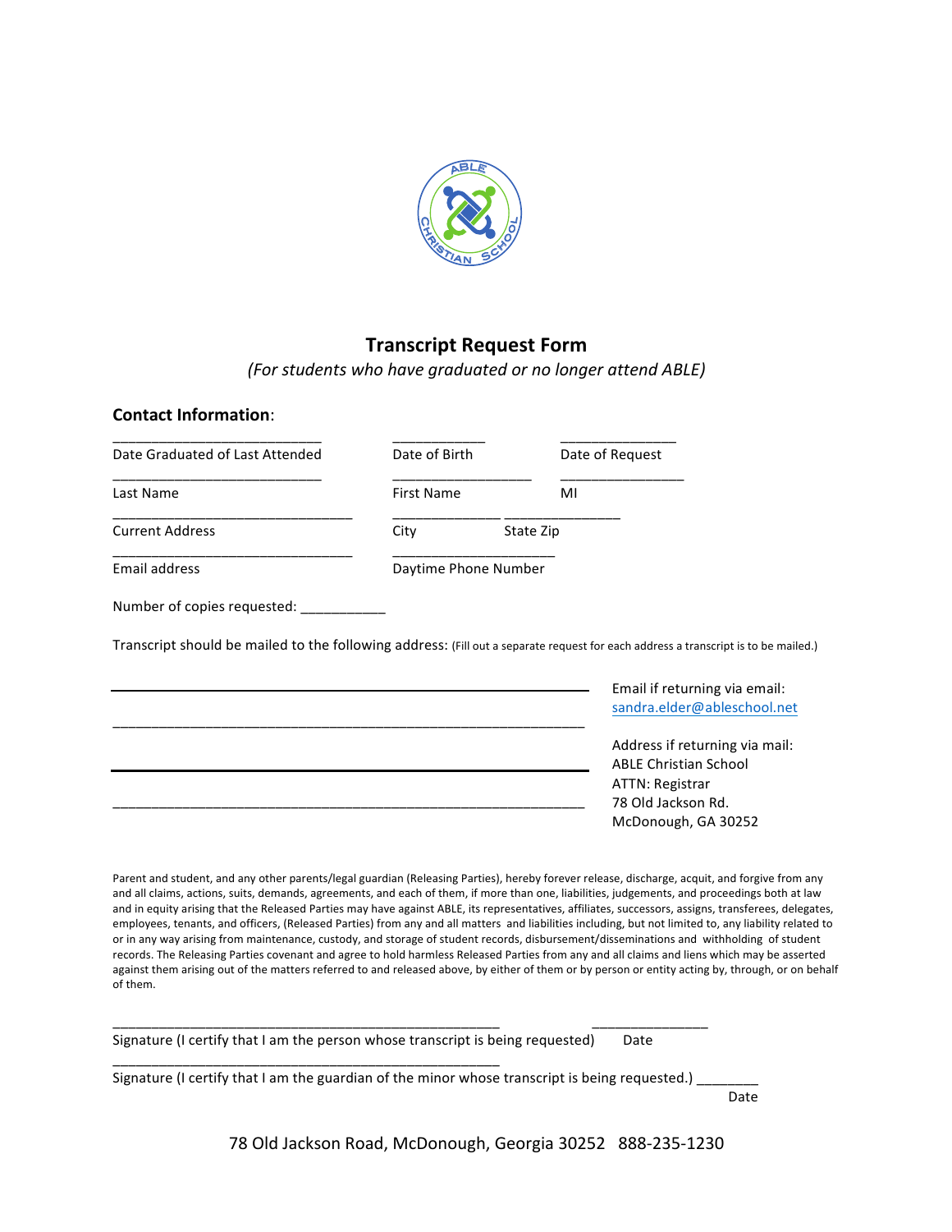# Transcript Request Form

*(For students who have graduated or no longer attend ABLE)*

**Contact Information**:

| | | |
|---|---|---|
| ___________________________ | ____________ | _______________ |
| Date Graduated of Last Attended | Date of Birth | Date of Request |
| ___________________________ | __________________ | ________________ |
| Last Name | First Name | MI |
| _______________________________ | ______________ ________________ | |
| Current Address | City State Zip | |
| _______________________________ | ______________________ | |
| Email address | Daytime Phone Number | |

Number of copies requested: ___________

Transcript should be mailed to the following address: (Fill out a separate request for each address a transcript is to be mailed.)

______________________________________________________________

______________________________________________________________

______________________________________________________________

______________________________________________________________

Email if returning via email:
sandra.elder@ableschool.net

Address if returning via mail:
ABLE Christian School
ATTN: Registrar
78 Old Jackson Rd.
McDonough, GA 30252

Parent and student, and any other parents/legal guardian (Releasing Parties), hereby forever release, discharge, acquit, and forgive from any and all claims, actions, suits, demands, agreements, and each of them, if more than one, liabilities, judgements, and proceedings both at law and in equity arising that the Released Parties may have against ABLE, its representatives, affiliates, successors, assigns, transferees, delegates, employees, tenants, and officers, (Released Parties) from any and all matters and liabilities including, but not limited to, any liability related to or in any way arising from maintenance, custody, and storage of student records, disbursement/disseminations and withholding of student records. The Releasing Parties covenant and agree to hold harmless Released Parties from any and all claims and liens which may be asserted against them arising out of the matters referred to and released above, by either of them or by person or entity acting by, through, or on behalf of them.

_____________________________________________________ _______________
Signature (I certify that I am the person whose transcript is being requested) Date

_____________________________________________________
Signature (I certify that I am the guardian of the minor whose transcript is being requested.) ________
Date

78 Old Jackson Road, McDonough, Georgia 30252 888-235-1230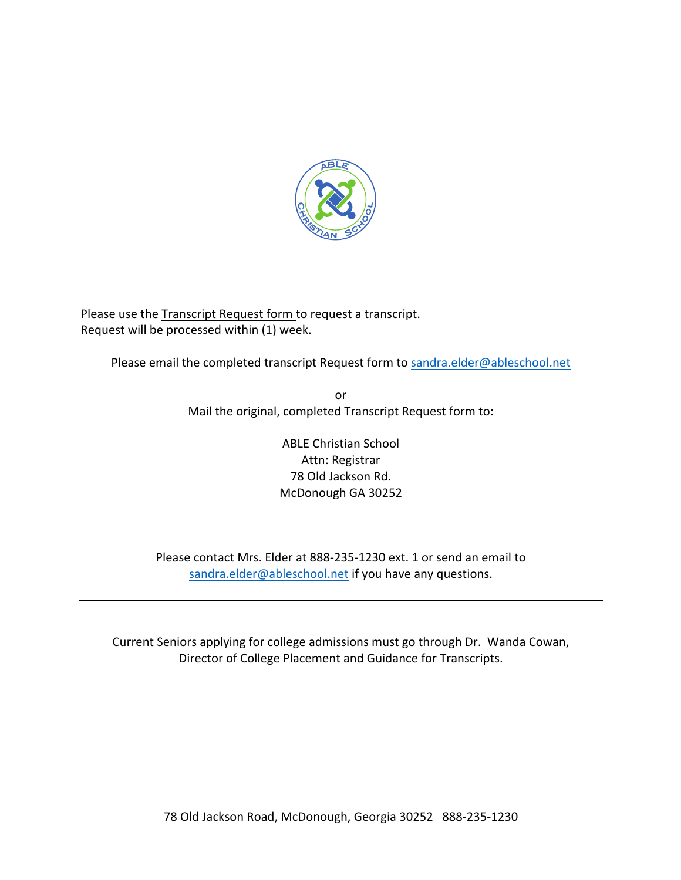Please use the Transcript Request form to request a transcript.
Request will be processed within (1) week.

Please email the completed transcript Request form to sandra.elder@ableschool.net

or

Mail the original, completed Transcript Request form to:

ABLE Christian School
Attn: Registrar
78 Old Jackson Rd.
McDonough GA 30252

Please contact Mrs. Elder at 888-235-1230 ext. 1 or send an email to sandra.elder@ableschool.net if you have any questions.

---

Current Seniors applying for college admissions must go through Dr. Wanda Cowan, Director of College Placement and Guidance for Transcripts.

78 Old Jackson Road, McDonough, Georgia 30252 888-235-1230